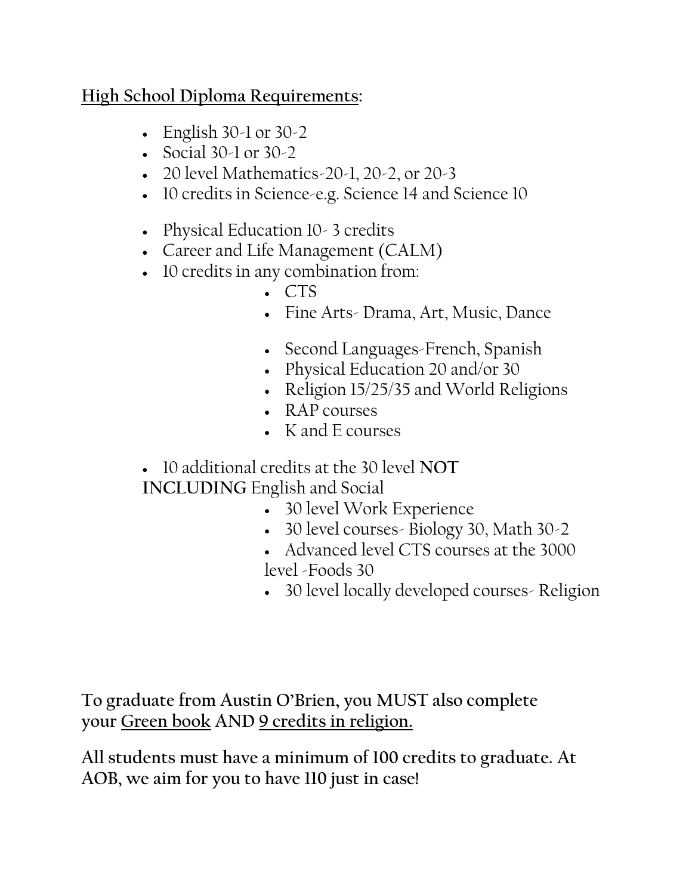**<u>High School Diploma Requirements</u>:**

- English 30-1 or 30-2
- Social 30-1 or 30-2
- 20 level Mathematics-20-1, 20-2, or 20-3
- 10 credits in Science-e.g. Science 14 and Science 10
- Physical Education 10- 3 credits
- Career and Life Management (CALM)
- 10 credits in any combination from:
  - CTS
  - Fine Arts- Drama, Art, Music, Dance
  - Second Languages-French, Spanish
  - Physical Education 20 and/or 30
  - Religion 15/25/35 and World Religions
  - RAP courses
  - K and E courses
- 10 additional credits at the 30 level **NOT INCLUDING** English and Social
  - 30 level Work Experience
  - 30 level courses- Biology 30, Math 30-2
  - Advanced level CTS courses at the 3000 level -Foods 30
  - 30 level locally developed courses- Religion

**To graduate from Austin O'Brien, you MUST also complete your <u>Green book</u> AND <u>9 credits in religion.</u>**

**All students must have a minimum of 100 credits to graduate. At AOB, we aim for you to have 110 just in case!**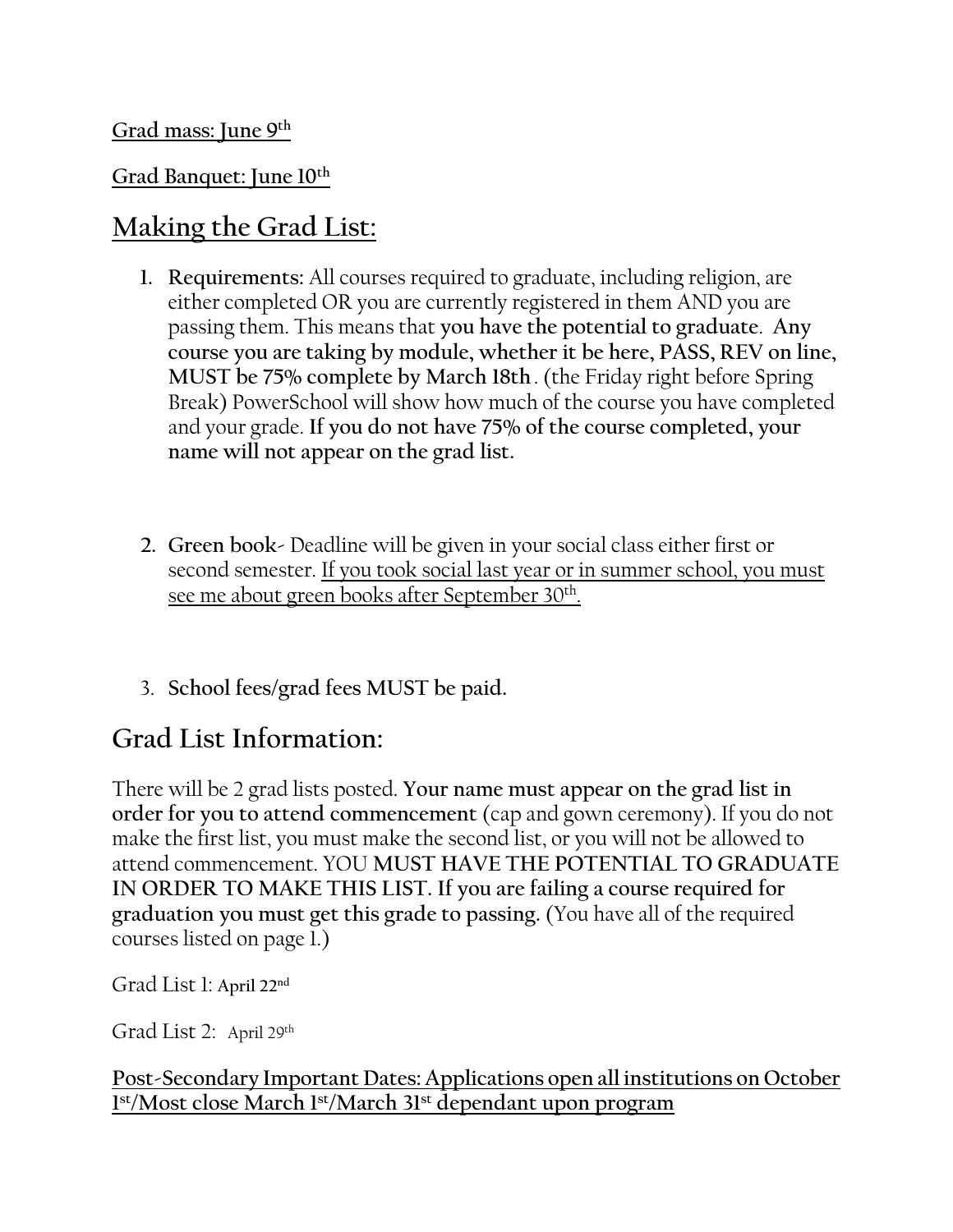<u>**Grad mass: June 9th**</u>

<u>**Grad Banquet: June 10th**</u>

## <u>Making the Grad List:</u>

1. **Requirements:** All courses required to graduate, including religion, are either completed OR you are currently registered in them AND you are passing them. This means that **you have the potential to graduate**. **Any course you are taking by module, whether it be here, PASS, REV on line, MUST be 75% complete by March 18th**. (the Friday right before Spring Break) PowerSchool will show how much of the course you have completed and your grade. **If you do not have 75% of the course completed, your name will not appear on the grad list.**

2. **Green book**- Deadline will be given in your social class either first or second semester. <u>If you took social last year or in summer school, you must see me about green books after September 30th.</u>

3. **School fees/grad fees MUST be paid.**

## Grad List Information:

There will be 2 grad lists posted. **Your name must appear on the grad list in order for you to attend commencement** (cap and gown ceremony). If you do not make the first list, you must make the second list, or you will not be allowed to attend commencement. YOU **MUST HAVE THE POTENTIAL TO GRADUATE IN ORDER TO MAKE THIS LIST. If you are failing a course required for graduation you must get this grade to passing.** (You have all of the required courses listed on page 1.)

Grad List 1: **April 22nd**

Grad List 2: April 29th

<u>**Post-Secondary Important Dates: Applications open all institutions on October 1st/Most close March 1st/March 31st dependant upon program**</u>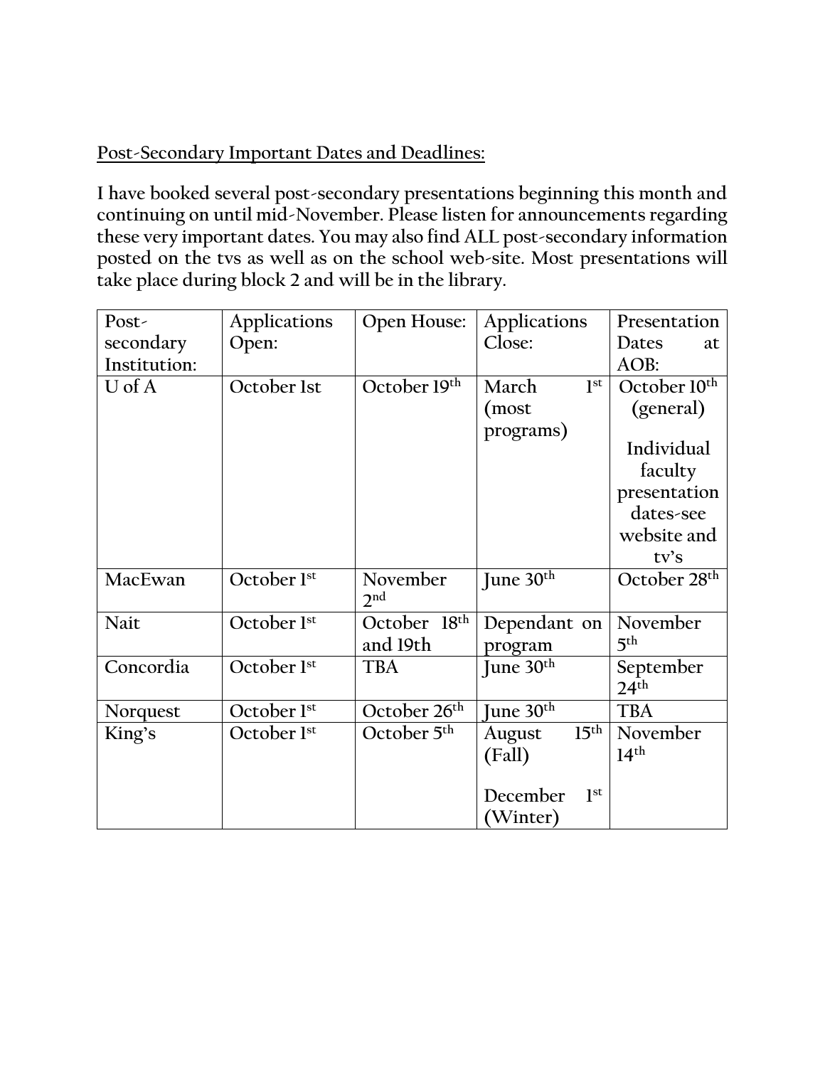Post-Secondary Important Dates and Deadlines:

I have booked several post-secondary presentations beginning this month and continuing on until mid-November. Please listen for announcements regarding these very important dates. You may also find ALL post-secondary information posted on the tvs as well as on the school web-site. Most presentations will take place during block 2 and will be in the library.

| Post-secondary Institution: | Applications Open: | Open House: | Applications Close: | Presentation Dates at AOB: |
|---|---|---|---|---|
| U of A | October 1st | October 19th | March 1st (most programs) | October 10th (general)<br><br>Individual faculty presentation dates-see website and tv's |
| MacEwan | October 1st | November 2nd | June 30th | October 28th |
| Nait | October 1st | October 18th and 19th | Dependant on program | November 5th |
| Concordia | October 1st | TBA | June 30th | September 24th |
| Norquest | October 1st | October 26th | June 30th | TBA |
| King's | October 1st | October 5th | August 15th (Fall)<br><br>December 1st (Winter) | November 14th |